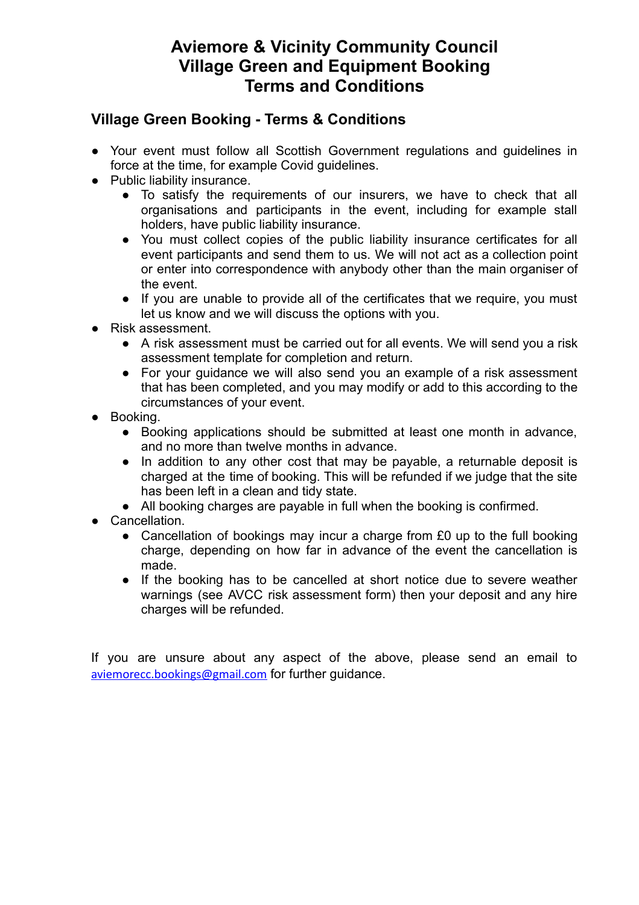# Aviemore & Vicinity Community Council
# Village Green and Equipment Booking
# Terms and Conditions

## Village Green Booking - Terms & Conditions

- Your event must follow all Scottish Government regulations and guidelines in force at the time, for example Covid guidelines.
- Public liability insurance.
    - To satisfy the requirements of our insurers, we have to check that all organisations and participants in the event, including for example stall holders, have public liability insurance.
    - You must collect copies of the public liability insurance certificates for all event participants and send them to us. We will not act as a collection point or enter into correspondence with anybody other than the main organiser of the event.
    - If you are unable to provide all of the certificates that we require, you must let us know and we will discuss the options with you.
- Risk assessment.
    - A risk assessment must be carried out for all events. We will send you a risk assessment template for completion and return.
    - For your guidance we will also send you an example of a risk assessment that has been completed, and you may modify or add to this according to the circumstances of your event.
- Booking.
    - Booking applications should be submitted at least one month in advance, and no more than twelve months in advance.
    - In addition to any other cost that may be payable, a returnable deposit is charged at the time of booking. This will be refunded if we judge that the site has been left in a clean and tidy state.
    - All booking charges are payable in full when the booking is confirmed.
- Cancellation.
    - Cancellation of bookings may incur a charge from £0 up to the full booking charge, depending on how far in advance of the event the cancellation is made.
    - If the booking has to be cancelled at short notice due to severe weather warnings (see AVCC risk assessment form) then your deposit and any hire charges will be refunded.

If you are unsure about any aspect of the above, please send an email to aviemorecc.bookings@gmail.com for further guidance.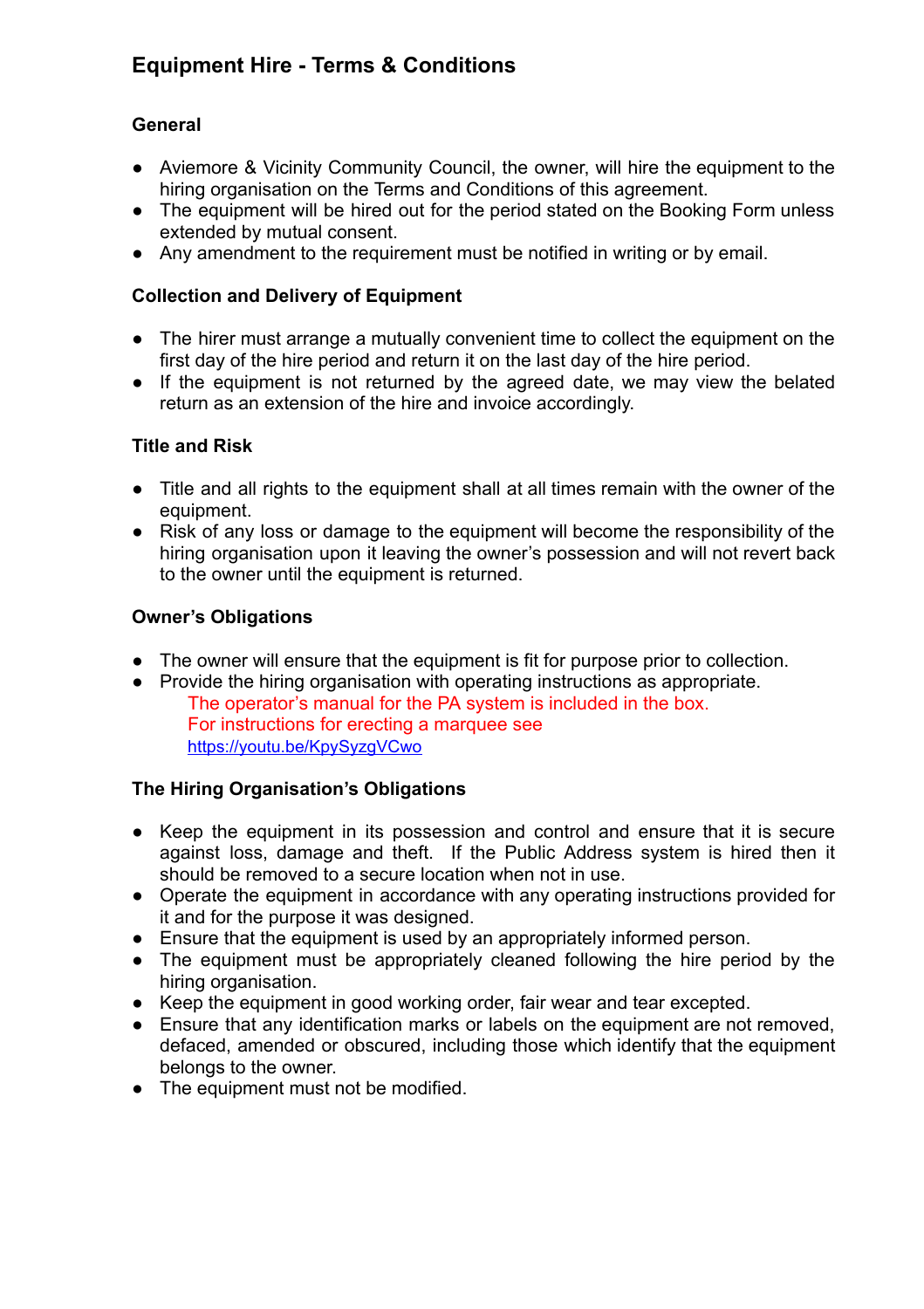# Equipment Hire - Terms & Conditions

### General

- Aviemore & Vicinity Community Council, the owner, will hire the equipment to the hiring organisation on the Terms and Conditions of this agreement.
- The equipment will be hired out for the period stated on the Booking Form unless extended by mutual consent.
- Any amendment to the requirement must be notified in writing or by email.

### Collection and Delivery of Equipment

- The hirer must arrange a mutually convenient time to collect the equipment on the first day of the hire period and return it on the last day of the hire period.
- If the equipment is not returned by the agreed date, we may view the belated return as an extension of the hire and invoice accordingly.

### Title and Risk

- Title and all rights to the equipment shall at all times remain with the owner of the equipment.
- Risk of any loss or damage to the equipment will become the responsibility of the hiring organisation upon it leaving the owner's possession and will not revert back to the owner until the equipment is returned.

### Owner's Obligations

- The owner will ensure that the equipment is fit for purpose prior to collection.
- Provide the hiring organisation with operating instructions as appropriate.
  The operator's manual for the PA system is included in the box.
  For instructions for erecting a marquee see
  https://youtu.be/KpySyzgVCwo

### The Hiring Organisation's Obligations

- Keep the equipment in its possession and control and ensure that it is secure against loss, damage and theft. If the Public Address system is hired then it should be removed to a secure location when not in use.
- Operate the equipment in accordance with any operating instructions provided for it and for the purpose it was designed.
- Ensure that the equipment is used by an appropriately informed person.
- The equipment must be appropriately cleaned following the hire period by the hiring organisation.
- Keep the equipment in good working order, fair wear and tear excepted.
- Ensure that any identification marks or labels on the equipment are not removed, defaced, amended or obscured, including those which identify that the equipment belongs to the owner.
- The equipment must not be modified.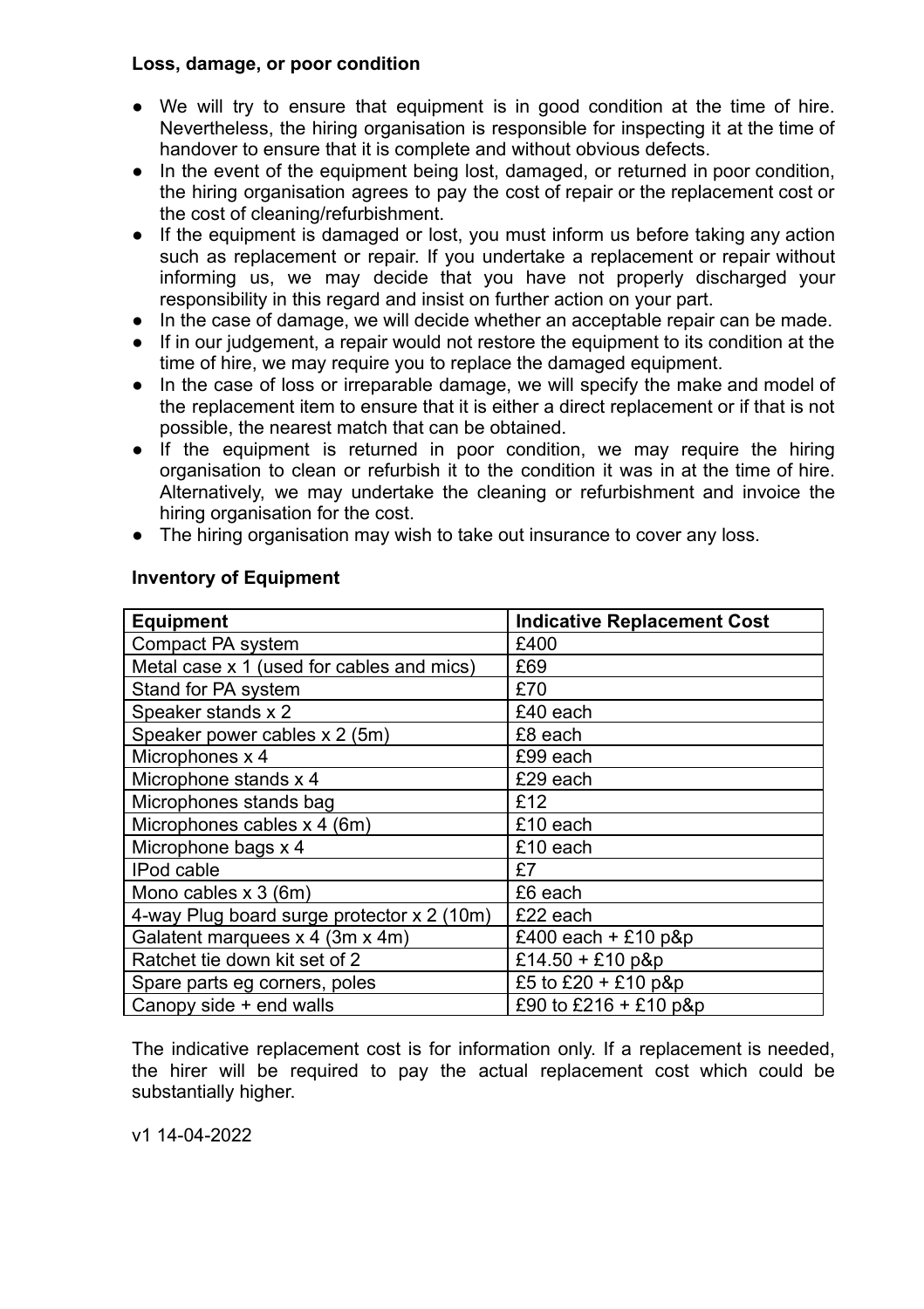**Loss, damage, or poor condition**

- We will try to ensure that equipment is in good condition at the time of hire. Nevertheless, the hiring organisation is responsible for inspecting it at the time of handover to ensure that it is complete and without obvious defects.
- In the event of the equipment being lost, damaged, or returned in poor condition, the hiring organisation agrees to pay the cost of repair or the replacement cost or the cost of cleaning/refurbishment.
- If the equipment is damaged or lost, you must inform us before taking any action such as replacement or repair. If you undertake a replacement or repair without informing us, we may decide that you have not properly discharged your responsibility in this regard and insist on further action on your part.
- In the case of damage, we will decide whether an acceptable repair can be made.
- If in our judgement, a repair would not restore the equipment to its condition at the time of hire, we may require you to replace the damaged equipment.
- In the case of loss or irreparable damage, we will specify the make and model of the replacement item to ensure that it is either a direct replacement or if that is not possible, the nearest match that can be obtained.
- If the equipment is returned in poor condition, we may require the hiring organisation to clean or refurbish it to the condition it was in at the time of hire. Alternatively, we may undertake the cleaning or refurbishment and invoice the hiring organisation for the cost.
- The hiring organisation may wish to take out insurance to cover any loss.

**Inventory of Equipment**

| Equipment | Indicative Replacement Cost |
|---|---|
| Compact PA system | £400 |
| Metal case x 1 (used for cables and mics) | £69 |
| Stand for PA system | £70 |
| Speaker stands x 2 | £40 each |
| Speaker power cables x 2 (5m) | £8 each |
| Microphones x 4 | £99 each |
| Microphone stands x 4 | £29 each |
| Microphones stands bag | £12 |
| Microphones cables x 4 (6m) | £10 each |
| Microphone bags x 4 | £10 each |
| IPod cable | £7 |
| Mono cables x 3 (6m) | £6 each |
| 4-way Plug board surge protector x 2 (10m) | £22 each |
| Galatent marquees x 4 (3m x 4m) | £400 each + £10 p&p |
| Ratchet tie down kit set of 2 | £14.50 + £10 p&p |
| Spare parts eg corners, poles | £5 to £20 + £10 p&p |
| Canopy side + end walls | £90 to £216 + £10 p&p |

The indicative replacement cost is for information only. If a replacement is needed, the hirer will be required to pay the actual replacement cost which could be substantially higher.

v1 14-04-2022